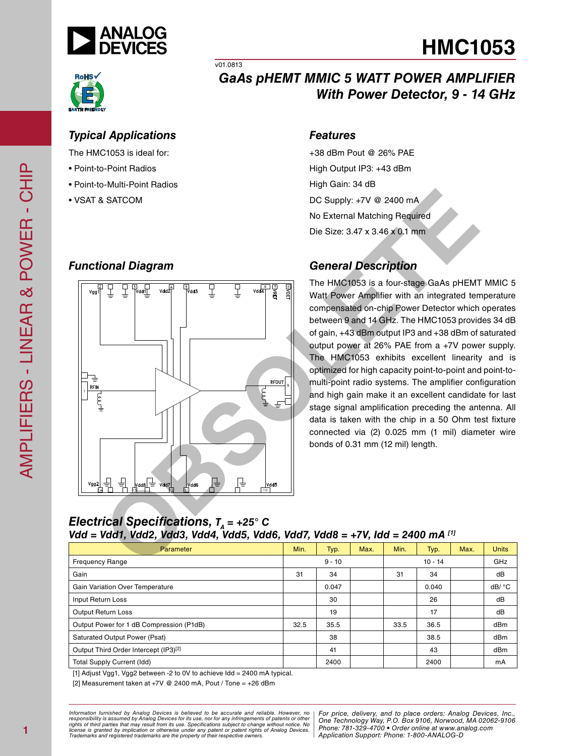# HMC1053

v01.0813

## GaAs pHEMT MMIC 5 WATT POWER AMPLIFIER With Power Detector, 9 - 14 GHz

### Typical Applications

The HMC1053 is ideal for:

- Point-to-Point Radios
- Point-to-Multi-Point Radios
- VSAT & SATCOM

### Features

+38 dBm Pout @ 26% PAE

High Output IP3: +43 dBm

High Gain: 34 dB

DC Supply: +7V @ 2400 mA

No External Matching Required

Die Size: 3.47 x 3.46 x 0.1 mm

### Functional Diagram

### General Description

The HMC1053 is a four-stage GaAs pHEMT MMIC 5 Watt Power Amplifier with an integrated temperature compensated on-chip Power Detector which operates between 9 and 14 GHz. The HMC1053 provides 34 dB of gain, +43 dBm output IP3 and +38 dBm of saturated output power at 26% PAE from a +7V power supply. The HMC1053 exhibits excellent linearity and is optimized for high capacity point-to-point and point-to-multi-point radio systems. The amplifier configuration and high gain make it an excellent candidate for last stage signal amplification preceding the antenna. All data is taken with the chip in a 50 Ohm test fixture connected via (2) 0.025 mm (1 mil) diameter wire bonds of 0.31 mm (12 mil) length.

### Electrical Specifications, $T_A = +25°$ C

### Vdd = Vdd1, Vdd2, Vdd3, Vdd4, Vdd5, Vdd6, Vdd7, Vdd8 = +7V, Idd = 2400 mA [1]

| Parameter | Min. | Typ. | Max. | Min. | Typ. | Max. | Units |
|---|---|---|---|---|---|---|---|
| Frequency Range | | 9 - 10 | | | 10 - 14 | | GHz |
| Gain | 31 | 34 | | 31 | 34 | | dB |
| Gain Variation Over Temperature | | 0.047 | | | 0.040 | | dB/ °C |
| Input Return Loss | | 30 | | | 26 | | dB |
| Output Return Loss | | 19 | | | 17 | | dB |
| Output Power for 1 dB Compression (P1dB) | 32.5 | 35.5 | | 33.5 | 36.5 | | dBm |
| Saturated Output Power (Psat) | | 38 | | | 38.5 | | dBm |
| Output Third Order Intercept (IP3)[2] | | 41 | | | 43 | | dBm |
| Total Supply Current (Idd) | | 2400 | | | 2400 | | mA |

[1] Adjust Vgg1, Vgg2 between -2 to 0V to achieve Idd = 2400 mA typical.

[2] Measurement taken at +7V @ 2400 mA, Pout / Tone = +26 dBm

*Information furnished by Analog Devices is believed to be accurate and reliable. However, no responsibility is assumed by Analog Devices for its use, nor for any infringements of patents or other rights of third parties that may result from its use. Specifications subject to change without notice. No license is granted by implication or otherwise under any patent or patent rights of Analog Devices. Trademarks and registered trademarks are the property of their respective owners.*

*For price, delivery, and to place orders: Analog Devices, Inc., One Technology Way, P.O. Box 9106, Norwood, MA 02062-9106 Phone: 781-329-4700 • Order online at www.analog.com Application Support: Phone: 1-800-ANALOG-D*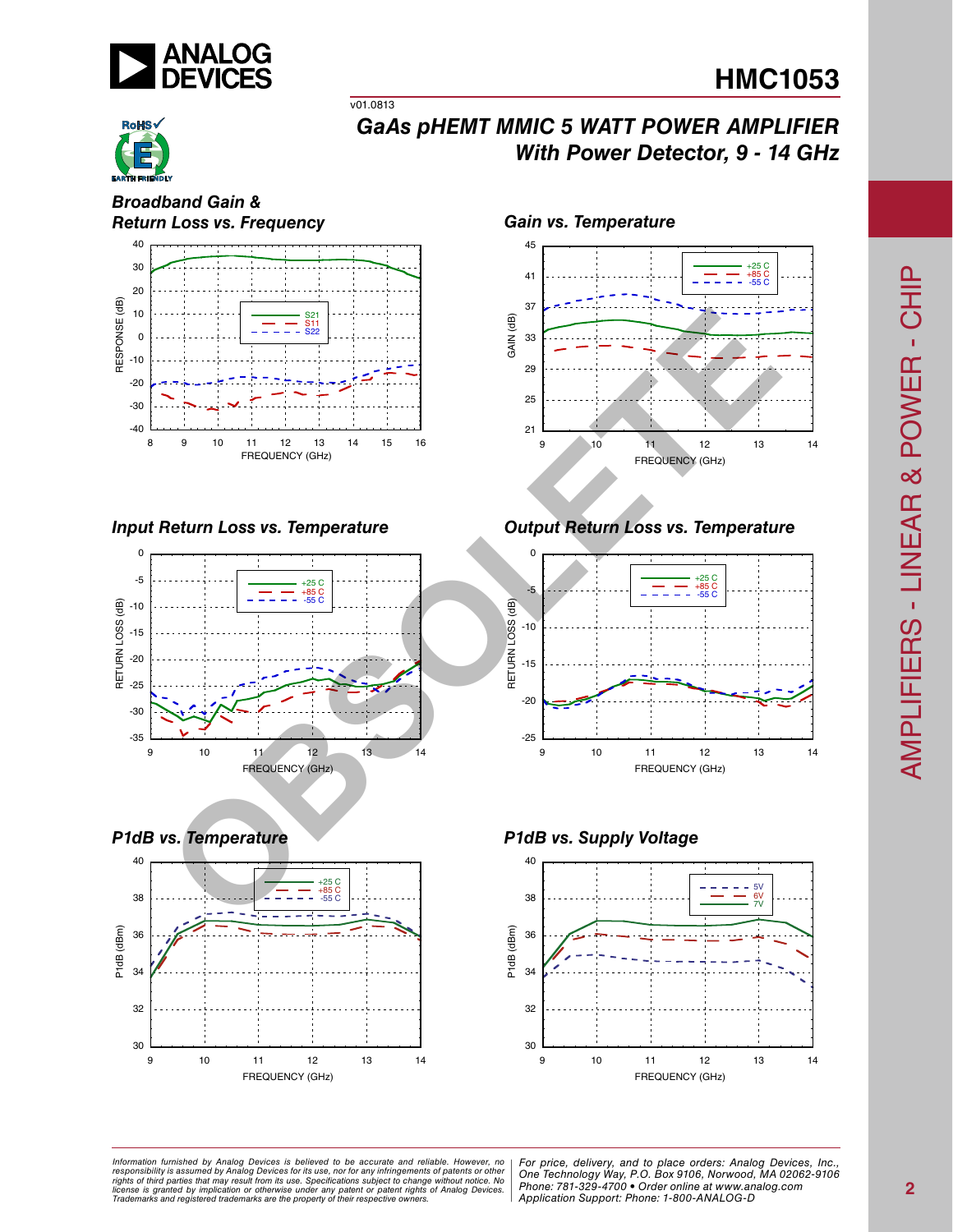# HMC1053

v01.0813

## GaAs pHEMT MMIC 5 WATT POWER AMPLIFIER With Power Detector, 9 - 14 GHz

### Broadband Gain & Return Loss vs. Frequency

### Gain vs. Temperature

### Input Return Loss vs. Temperature

### Output Return Loss vs. Temperature

### P1dB vs. Temperature

### P1dB vs. Supply Voltage

OBSOLETE

*Information furnished by Analog Devices is believed to be accurate and reliable. However, no responsibility is assumed by Analog Devices for its use, nor for any infringements of patents or other rights of third parties that may result from its use. Specifications subject to change without notice. No license is granted by implication or otherwise under any patent or patent rights of Analog Devices. Trademarks and registered trademarks are the property of their respective owners.*

*For price, delivery, and to place orders: Analog Devices, Inc., One Technology Way, P.O. Box 9106, Norwood, MA 02062-9106 Phone: 781-329-4700 • Order online at www.analog.com Application Support: Phone: 1-800-ANALOG-D*

AMPLIFIERS - LINEAR & POWER - CHIP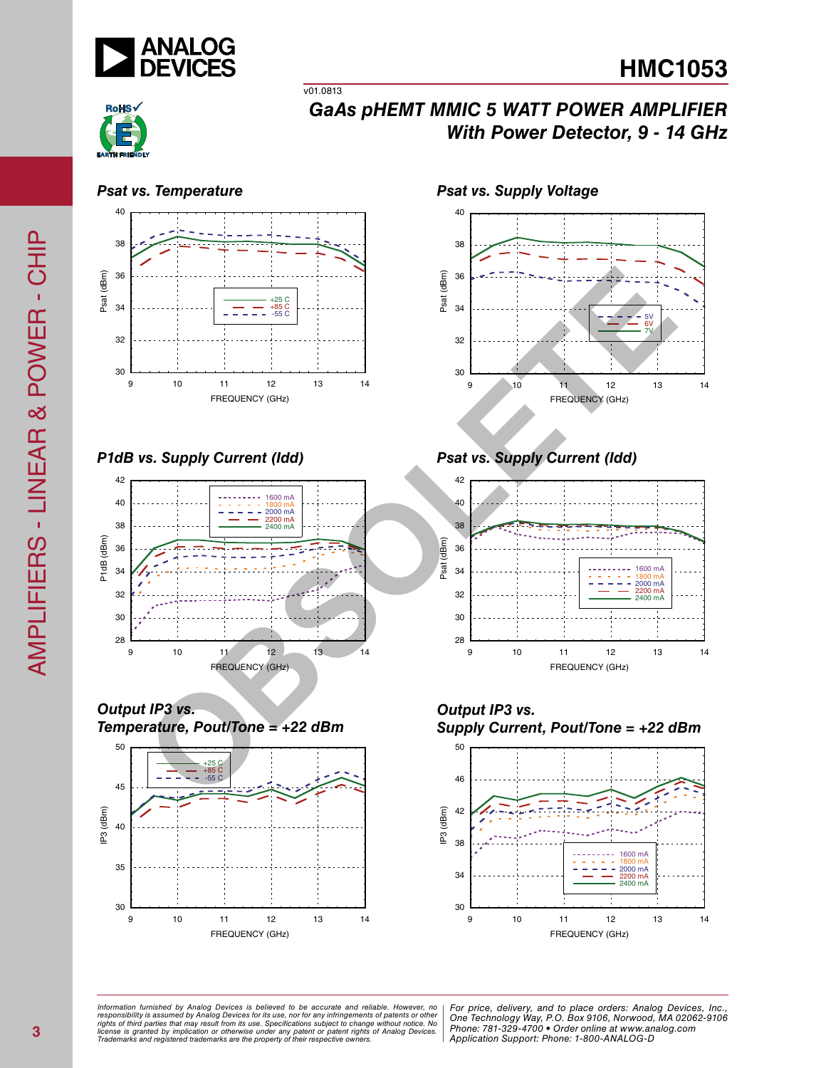# HMC1053

v01.0813

## GaAs pHEMT MMIC 5 WATT POWER AMPLIFIER With Power Detector, 9 - 14 GHz

### Psat vs. Temperature

### Psat vs. Supply Voltage

### P1dB vs. Supply Current (Idd)

### Psat vs. Supply Current (Idd)

### Output IP3 vs. Temperature, Pout/Tone = +22 dBm

### Output IP3 vs. Supply Current, Pout/Tone = +22 dBm

Information furnished by Analog Devices is believed to be accurate and reliable. However, no responsibility is assumed by Analog Devices for its use, nor for any infringements of patents or other rights of third parties that may result from its use. Specifications subject to change without notice. No license is granted by implication or otherwise under any patent or patent rights of Analog Devices. Trademarks and registered trademarks are the property of their respective owners.

For price, delivery, and to place orders: Analog Devices, Inc., One Technology Way, P.O. Box 9106, Norwood, MA 02062-9106 Phone: 781-329-4700 • Order online at www.analog.com Application Support: Phone: 1-800-ANALOG-D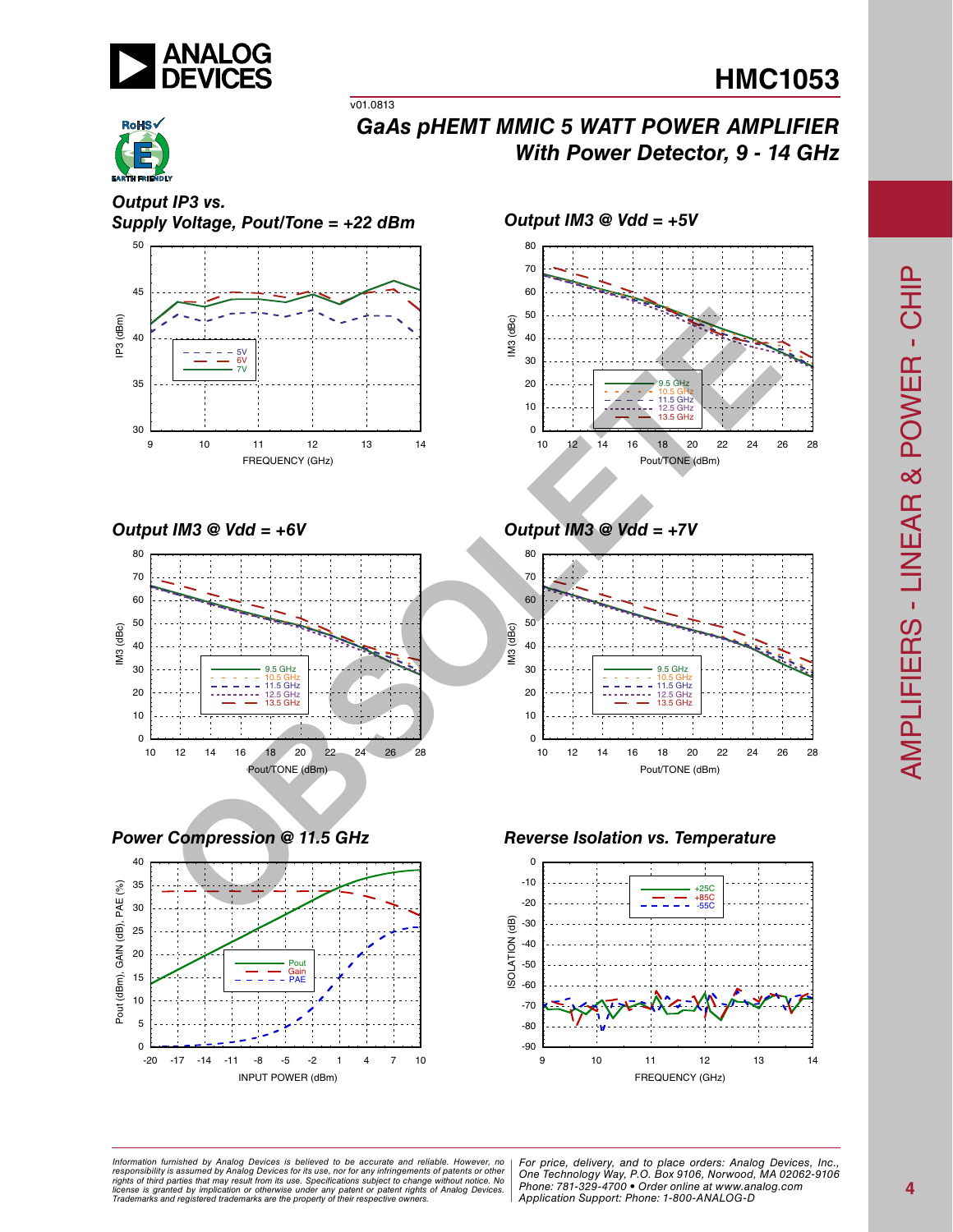## Output IP3 vs. Supply Voltage, Pout/Tone = +22 dBm

## Output IM3 @ Vdd = +5V

## Output IM3 @ Vdd = +6V

## Output IM3 @ Vdd = +7V

## Power Compression @ 11.5 GHz

## Reverse Isolation vs. Temperature

*Information furnished by Analog Devices is believed to be accurate and reliable. However, no responsibility is assumed by Analog Devices for its use, nor for any infringements of patents or other rights of third parties that may result from its use. Specifications subject to change without notice. No license is granted by implication or otherwise under any patent or patent rights of Analog Devices. Trademarks and registered trademarks are the property of their respective owners.*

*For price, delivery, and to place orders: Analog Devices, Inc., One Technology Way, P.O. Box 9106, Norwood, MA 02062-9106 Phone: 781-329-4700 • Order online at www.analog.com Application Support: Phone: 1-800-ANALOG-D*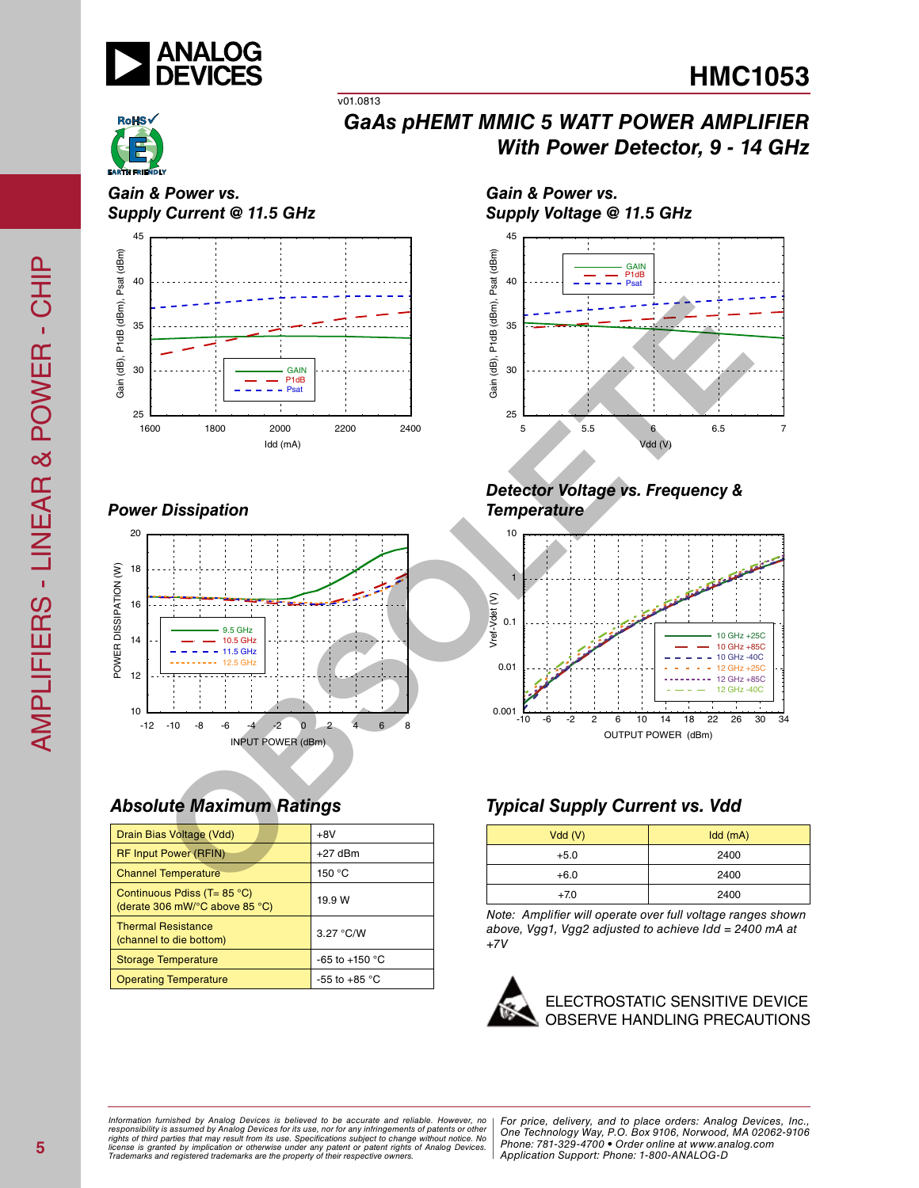# HMC1053

v01.0813

## GaAs pHEMT MMIC 5 WATT POWER AMPLIFIER With Power Detector, 9 - 14 GHz

### Gain & Power vs. Supply Current @ 11.5 GHz

### Gain & Power vs. Supply Voltage @ 11.5 GHz

### Power Dissipation

### Detector Voltage vs. Frequency & Temperature

### Absolute Maximum Ratings

| Parameter | Rating |
|---|---|
| Drain Bias Voltage (Vdd) | +8V |
| RF Input Power (RFIN) | +27 dBm |
| Channel Temperature | 150 °C |
| Continuous Pdiss (T= 85 °C) (derate 306 mW/°C above 85 °C) | 19.9 W |
| Thermal Resistance (channel to die bottom) | 3.27 °C/W |
| Storage Temperature | -65 to +150 °C |
| Operating Temperature | -55 to +85 °C |

### Typical Supply Current vs. Vdd

| Vdd (V) | Idd (mA) |
|---|---|
| +5.0 | 2400 |
| +6.0 | 2400 |
| +7.0 | 2400 |

*Note: Amplifier will operate over full voltage ranges shown above, Vgg1, Vgg2 adjusted to achieve Idd = 2400 mA at +7V*

ELECTROSTATIC SENSITIVE DEVICE
OBSERVE HANDLING PRECAUTIONS

*Information furnished by Analog Devices is believed to be accurate and reliable. However, no responsibility is assumed by Analog Devices for its use, nor for any infringements of patents or other rights of third parties that may result from its use. Specifications subject to change without notice. No license is granted by implication or otherwise under any patent or patent rights of Analog Devices. Trademarks and registered trademarks are the property of their respective owners.*

*For price, delivery, and to place orders: Analog Devices, Inc., One Technology Way, P.O. Box 9106, Norwood, MA 02062-9106 Phone: 781-329-4700 • Order online at www.analog.com Application Support: Phone: 1-800-ANALOG-D*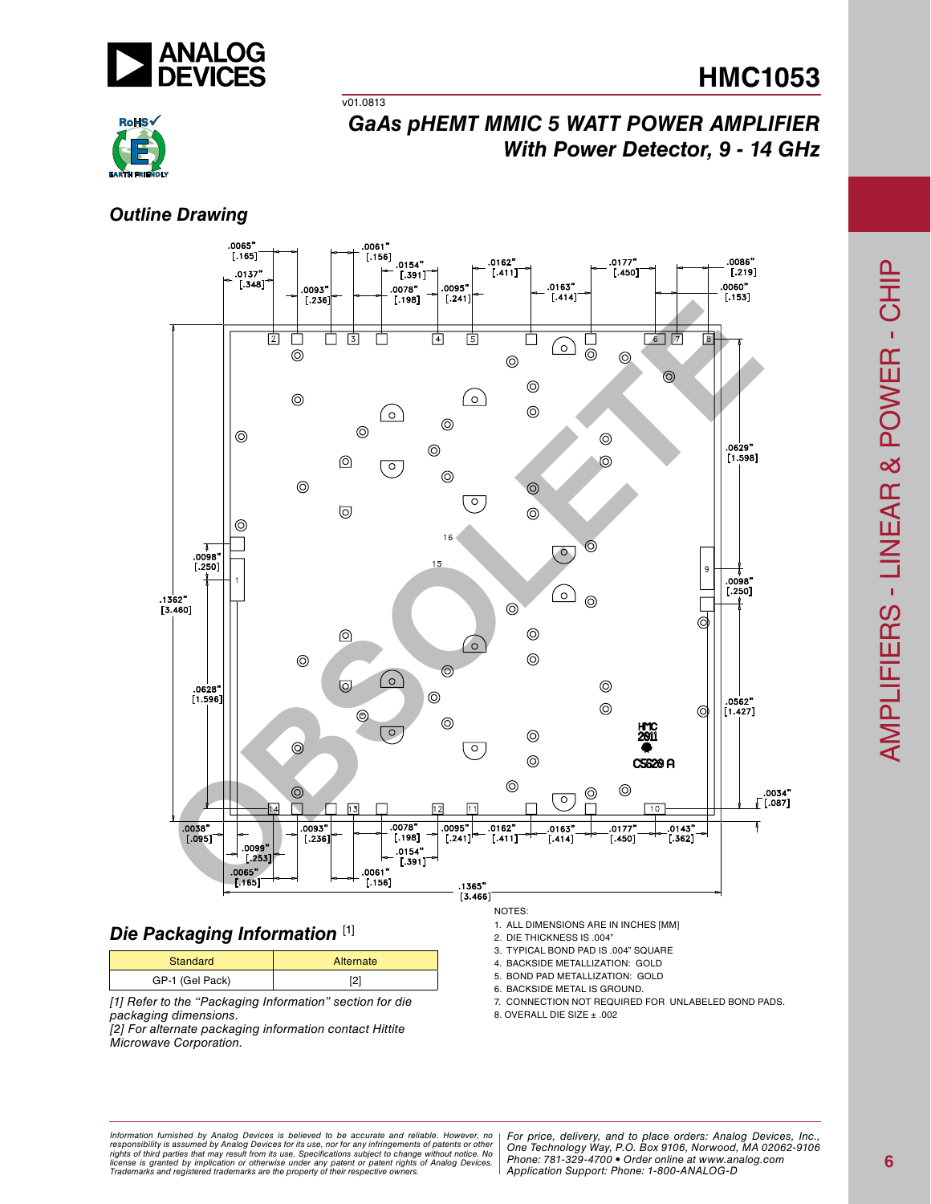## Outline Drawing

## Die Packaging Information [1]

| Standard | Alternate |
|---|---|
| GP-1 (Gel Pack) | [2] |

*[1] Refer to the "Packaging Information" section for die packaging dimensions.*
*[2] For alternate packaging information contact Hittite Microwave Corporation.*

NOTES:
1. ALL DIMENSIONS ARE IN INCHES [MM]
2. DIE THICKNESS IS .004"
3. TYPICAL BOND PAD IS .004" SQUARE
4. BACKSIDE METALLIZATION: GOLD
5. BOND PAD METALLIZATION: GOLD
6. BACKSIDE METAL IS GROUND.
7. CONNECTION NOT REQUIRED FOR UNLABELED BOND PADS.
8. OVERALL DIE SIZE ± .002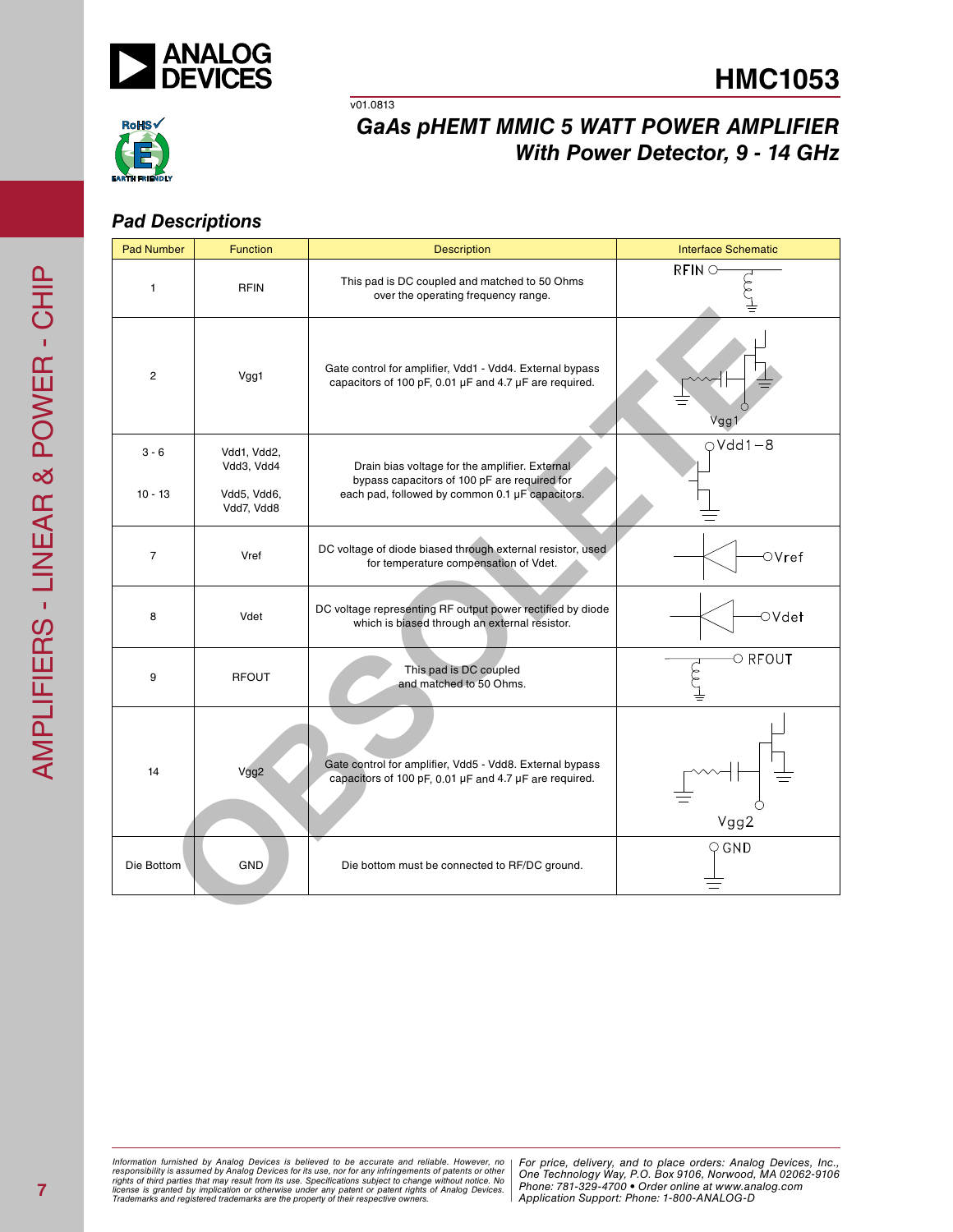# HMC1053

v01.0813

## GaAs pHEMT MMIC 5 WATT POWER AMPLIFIER With Power Detector, 9 - 14 GHz

### Pad Descriptions

| Pad Number | Function | Description | Interface Schematic |
|---|---|---|---|
| 1 | RFIN | This pad is DC coupled and matched to 50 Ohms over the operating frequency range. | RFIN |
| 2 | Vgg1 | Gate control for amplifier, Vdd1 - Vdd4. External bypass capacitors of 100 pF, 0.01 μF and 4.7 μF are required. | Vgg1 |
| 3 - 6<br>10 - 13 | Vdd1, Vdd2, Vdd3, Vdd4<br>Vdd5, Vdd6, Vdd7, Vdd8 | Drain bias voltage for the amplifier. External bypass capacitors of 100 pF are required for each pad, followed by common 0.1 μF capacitors. | Vdd1−8 |
| 7 | Vref | DC voltage of diode biased through external resistor, used for temperature compensation of Vdet. | Vref |
| 8 | Vdet | DC voltage representing RF output power rectified by diode which is biased through an external resistor. | Vdet |
| 9 | RFOUT | This pad is DC coupled and matched to 50 Ohms. | RFOUT |
| 14 | Vgg2 | Gate control for amplifier, Vdd5 - Vdd8. External bypass capacitors of 100 pF, 0.01 μF and 4.7 μF are required. | Vgg2 |
| Die Bottom | GND | Die bottom must be connected to RF/DC ground. | GND |

Information furnished by Analog Devices is believed to be accurate and reliable. However, no responsibility is assumed by Analog Devices for its use, nor for any infringements of patents or other rights of third parties that may result from its use. Specifications subject to change without notice. No license is granted by implication or otherwise under any patent or patent rights of Analog Devices. Trademarks and registered trademarks are the property of their respective owners.

For price, delivery, and to place orders: Analog Devices, Inc., One Technology Way, P.O. Box 9106, Norwood, MA 02062-9106
Phone: 781-329-4700 • Order online at www.analog.com
Application Support: Phone: 1-800-ANALOG-D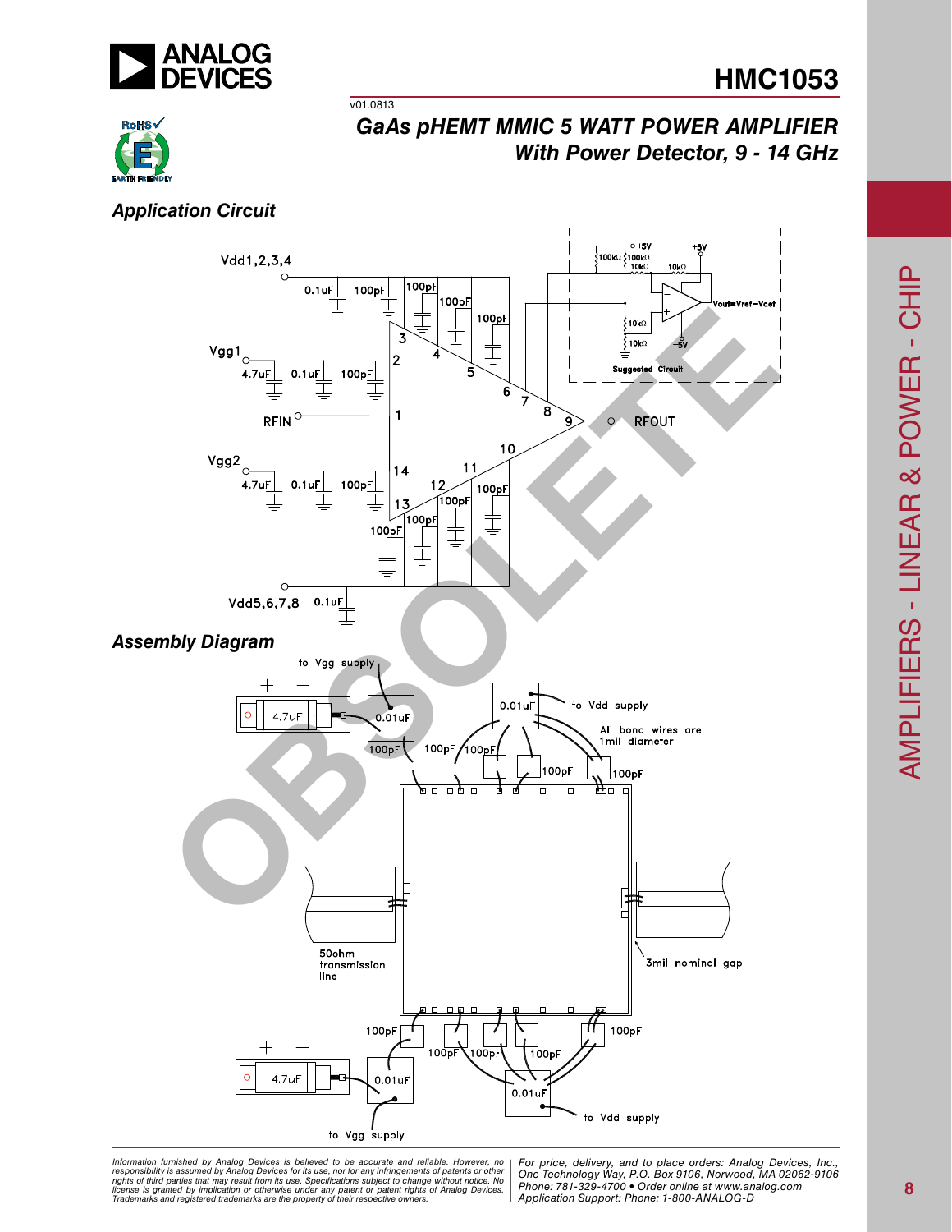## Application Circuit

Vdd1,2,3,4

0.1uF 100pF 100pF 100pF 100pF

Vgg1

4.7uF 0.1uF 100pF

RFIN

RFOUT

Vgg2

4.7uF 0.1uF 100pF

100pF 100pF 100pF 100pF

Vdd5,6,7,8 0.1uF

+5V 100kΩ 100kΩ 10kΩ 10kΩ +5V

Vout=Vref−Vdet

10kΩ 10kΩ −5V

Suggested Circuit

## Assembly Diagram

to Vgg supply

4.7uF 0.01uF 100pF

0.01uF to Vdd supply

All bond wires are 1mil diameter

100pF 100pF 100pF 100pF

50ohm transmission line

3mil nominal gap

100pF 100pF 100pF 100pF 100pF

4.7uF 0.01uF 0.01uF

to Vdd supply

to Vgg supply

OBSOLETE

Information furnished by Analog Devices is believed to be accurate and reliable. However, no responsibility is assumed by Analog Devices for its use, nor for any infringements of patents or other rights of third parties that may result from its use. Specifications subject to change without notice. No license is granted by implication or otherwise under any patent or patent rights of Analog Devices. Trademarks and registered trademarks are the property of their respective owners.

For price, delivery, and to place orders: Analog Devices, Inc., One Technology Way, P.O. Box 9106, Norwood, MA 02062-9106 Phone: 781-329-4700 • Order online at www.analog.com Application Support: Phone: 1-800-ANALOG-D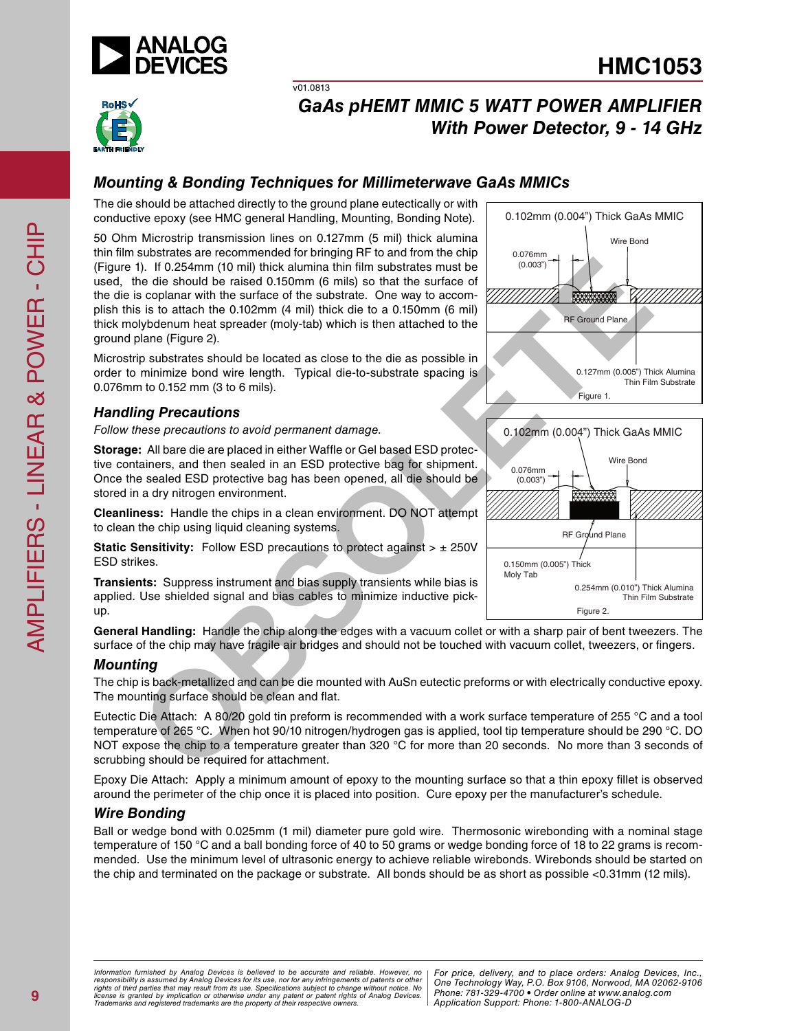## Mounting & Bonding Techniques for Millimeterwave GaAs MMICs

The die should be attached directly to the ground plane eutectically or with conductive epoxy (see HMC general Handling, Mounting, Bonding Note).

50 Ohm Microstrip transmission lines on 0.127mm (5 mil) thick alumina thin film substrates are recommended for bringing RF to and from the chip (Figure 1). If 0.254mm (10 mil) thick alumina thin film substrates must be used, the die should be raised 0.150mm (6 mils) so that the surface of the die is coplanar with the surface of the substrate. One way to accomplish this is to attach the 0.102mm (4 mil) thick die to a 0.150mm (6 mil) thick molybdenum heat spreader (moly-tab) which is then attached to the ground plane (Figure 2).

Microstrip substrates should be located as close to the die as possible in order to minimize bond wire length. Typical die-to-substrate spacing is 0.076mm to 0.152 mm (3 to 6 mils).

0.102mm (0.004") Thick GaAs MMIC
Wire Bond
0.076mm (0.003")
RF Ground Plane
0.127mm (0.005") Thick Alumina Thin Film Substrate

Figure 1.

0.102mm (0.004") Thick GaAs MMIC
Wire Bond
0.076mm (0.003")
RF Ground Plane
0.150mm (0.005") Thick Moly Tab
0.254mm (0.010") Thick Alumina Thin Film Substrate

Figure 2.

### Handling Precautions

*Follow these precautions to avoid permanent damage.*

**Storage:** All bare die are placed in either Waffle or Gel based ESD protective containers, and then sealed in an ESD protective bag for shipment. Once the sealed ESD protective bag has been opened, all die should be stored in a dry nitrogen environment.

**Cleanliness:** Handle the chips in a clean environment. DO NOT attempt to clean the chip using liquid cleaning systems.

**Static Sensitivity:** Follow ESD precautions to protect against > ± 250V ESD strikes.

**Transients:** Suppress instrument and bias supply transients while bias is applied. Use shielded signal and bias cables to minimize inductive pick-up.

**General Handling:** Handle the chip along the edges with a vacuum collet or with a sharp pair of bent tweezers. The surface of the chip may have fragile air bridges and should not be touched with vacuum collet, tweezers, or fingers.

### Mounting

The chip is back-metallized and can be die mounted with AuSn eutectic preforms or with electrically conductive epoxy. The mounting surface should be clean and flat.

Eutectic Die Attach: A 80/20 gold tin preform is recommended with a work surface temperature of 255 °C and a tool temperature of 265 °C. When hot 90/10 nitrogen/hydrogen gas is applied, tool tip temperature should be 290 °C. DO NOT expose the chip to a temperature greater than 320 °C for more than 20 seconds. No more than 3 seconds of scrubbing should be required for attachment.

Epoxy Die Attach: Apply a minimum amount of epoxy to the mounting surface so that a thin epoxy fillet is observed around the perimeter of the chip once it is placed into position. Cure epoxy per the manufacturer's schedule.

### Wire Bonding

Ball or wedge bond with 0.025mm (1 mil) diameter pure gold wire. Thermosonic wirebonding with a nominal stage temperature of 150 °C and a ball bonding force of 40 to 50 grams or wedge bonding force of 18 to 22 grams is recommended. Use the minimum level of ultrasonic energy to achieve reliable wirebonds. Wirebonds should be started on the chip and terminated on the package or substrate. All bonds should be as short as possible <0.31mm (12 mils).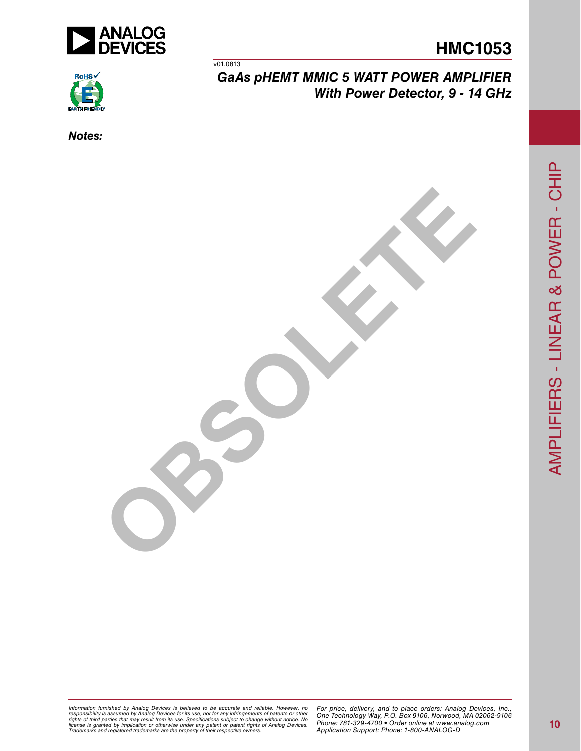# HMC1053

v01.0813

## GaAs pHEMT MMIC 5 WATT POWER AMPLIFIER With Power Detector, 9 - 14 GHz

***Notes:***

OBSOLETE

*Information furnished by Analog Devices is believed to be accurate and reliable. However, no responsibility is assumed by Analog Devices for its use, nor for any infringements of patents or other rights of third parties that may result from its use. Specifications subject to change without notice. No license is granted by implication or otherwise under any patent or patent rights of Analog Devices. Trademarks and registered trademarks are the property of their respective owners.*

*For price, delivery, and to place orders: Analog Devices, Inc., One Technology Way, P.O. Box 9106, Norwood, MA 02062-9106 Phone: 781-329-4700 • Order online at www.analog.com Application Support: Phone: 1-800-ANALOG-D*